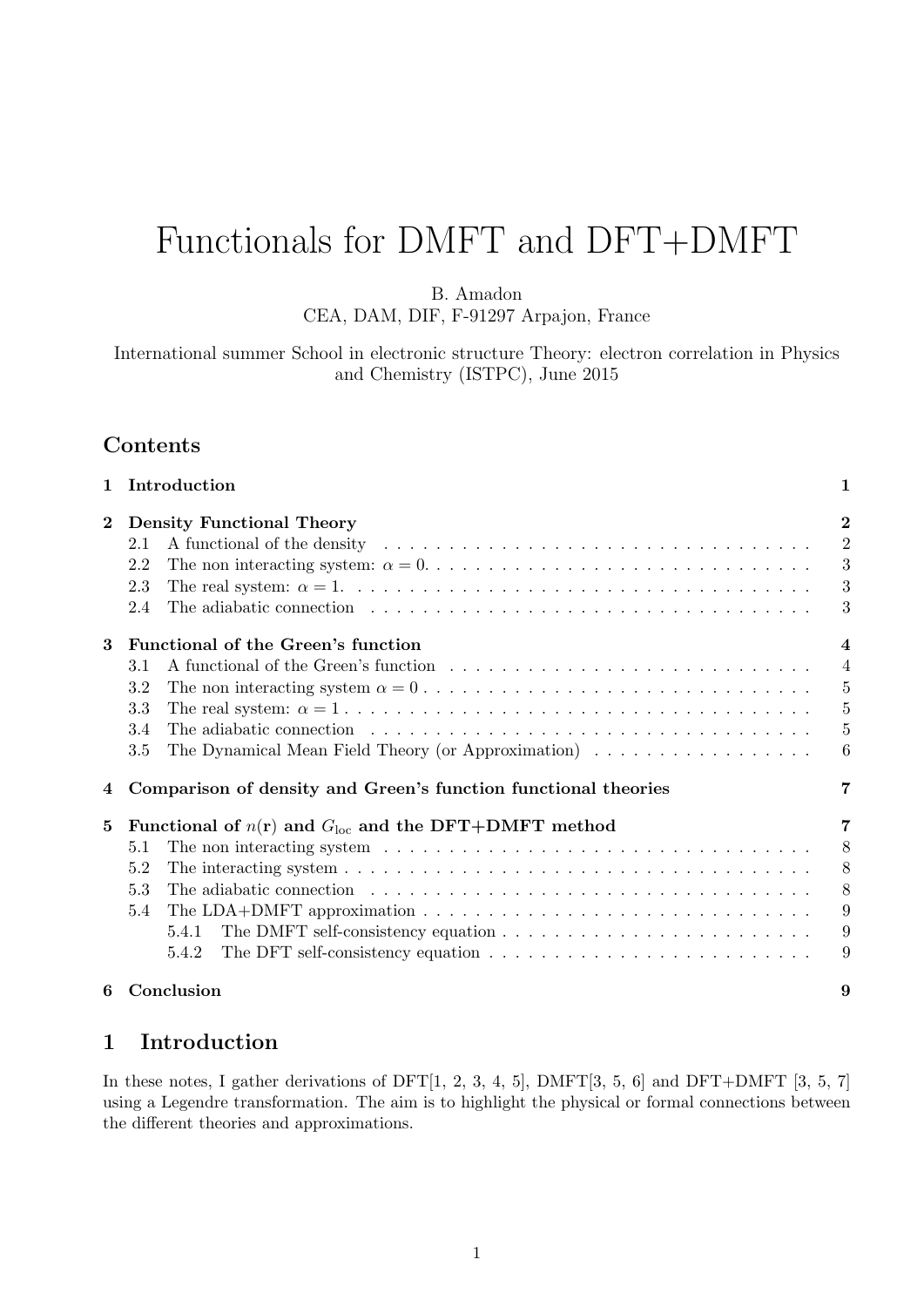# Functionals for DMFT and DFT+DMFT

B. Amadon
CEA, DAM, DIF, F-91297 Arpajon, France

International summer School in electronic structure Theory: electron correlation in Physics and Chemistry (ISTPC), June 2015

## Contents

- **1 Introduction** — 1
- **2 Density Functional Theory** — 2
  - 2.1 A functional of the density — 2
  - 2.2 The non interacting system: $\alpha = 0$. — 3
  - 2.3 The real system: $\alpha = 1$. — 3
  - 2.4 The adiabatic connection — 3
- **3 Functional of the Green's function** — 4
  - 3.1 A functional of the Green's function — 4
  - 3.2 The non interacting system $\alpha = 0$ — 5
  - 3.3 The real system: $\alpha = 1$ — 5
  - 3.4 The adiabatic connection — 5
  - 3.5 The Dynamical Mean Field Theory (or Approximation) — 6
- **4 Comparison of density and Green's function functional theories** — 7
- **5 Functional of $n(\mathbf{r})$ and $G_{\mathrm{loc}}$ and the DFT+DMFT method** — 7
  - 5.1 The non interacting system — 8
  - 5.2 The interacting system — 8
  - 5.3 The adiabatic connection — 8
  - 5.4 The LDA+DMFT approximation — 9
    - 5.4.1 The DMFT self-consistency equation — 9
    - 5.4.2 The DFT self-consistency equation — 9
- **6 Conclusion** — 9

## 1 Introduction

In these notes, I gather derivations of DFT[1, 2, 3, 4, 5], DMFT[3, 5, 6] and DFT+DMFT [3, 5, 7] using a Legendre transformation. The aim is to highlight the physical or formal connections between the different theories and approximations.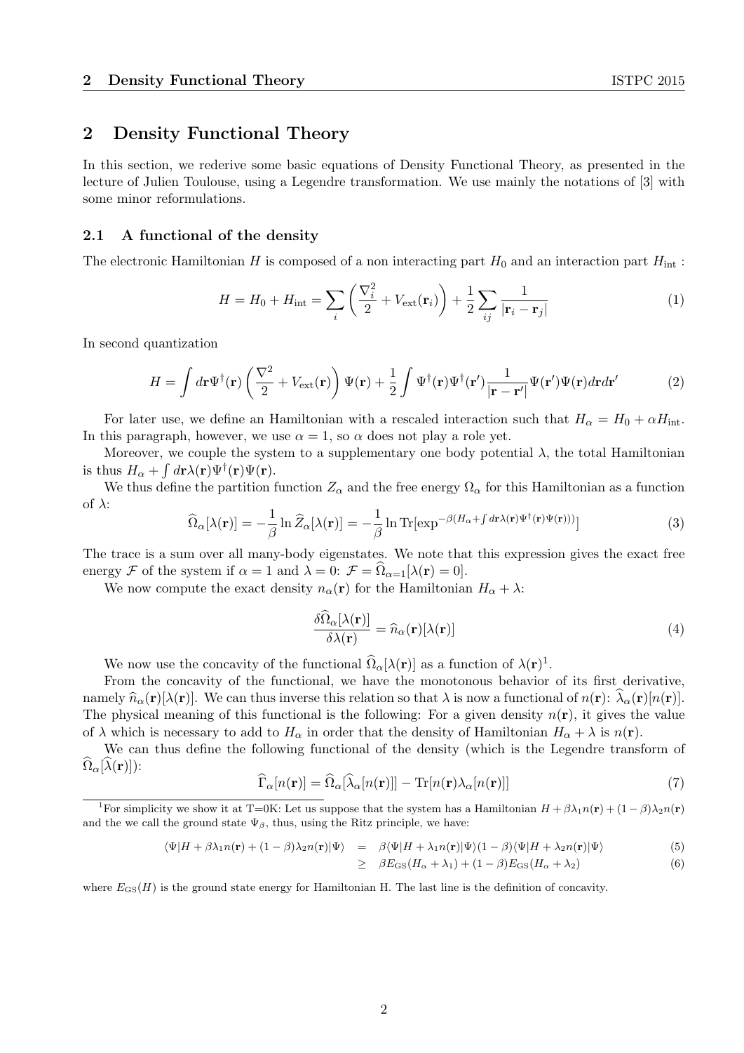## 2 Density Functional Theory

In this section, we rederive some basic equations of Density Functional Theory, as presented in the lecture of Julien Toulouse, using a Legendre transformation. We use mainly the notations of [3] with some minor reformulations.

### 2.1 A functional of the density

The electronic Hamiltonian $H$ is composed of a non interacting part $H_0$ and an interaction part $H_{\text{int}}$ :

$$H = H_0 + H_{\text{int}} = \sum_i \left( \frac{\nabla_i^2}{2} + V_{\text{ext}}(\mathbf{r}_i) \right) + \frac{1}{2} \sum_{ij} \frac{1}{|\mathbf{r}_i - \mathbf{r}_j|} \tag{1}$$

In second quantization

$$H = \int d\mathbf{r} \Psi^\dagger(\mathbf{r}) \left( \frac{\nabla^2}{2} + V_{\text{ext}}(\mathbf{r}) \right) \Psi(\mathbf{r}) + \frac{1}{2} \int \Psi^\dagger(\mathbf{r}) \Psi^\dagger(\mathbf{r}') \frac{1}{|\mathbf{r} - \mathbf{r}'|} \Psi(\mathbf{r}') \Psi(\mathbf{r}) d\mathbf{r} d\mathbf{r}' \tag{2}$$

For later use, we define an Hamiltonian with a rescaled interaction such that $H_\alpha = H_0 + \alpha H_{\text{int}}$. In this paragraph, however, we use $\alpha = 1$, so $\alpha$ does not play a role yet.

Moreover, we couple the system to a supplementary one body potential $\lambda$, the total Hamiltonian is thus $H_\alpha + \int d\mathbf{r} \lambda(\mathbf{r}) \Psi^\dagger(\mathbf{r}) \Psi(\mathbf{r})$.

We thus define the partition function $Z_\alpha$ and the free energy $\Omega_\alpha$ for this Hamiltonian as a function of $\lambda$:

$$\widehat{\Omega}_\alpha[\lambda(\mathbf{r})] = -\frac{1}{\beta} \ln \widehat{Z}_\alpha[\lambda(\mathbf{r})] = -\frac{1}{\beta} \ln \text{Tr}[\exp^{-\beta(H_\alpha + \int d\mathbf{r} \lambda(\mathbf{r}) \Psi^\dagger(\mathbf{r}) \Psi(\mathbf{r})))}] \tag{3}$$

The trace is a sum over all many-body eigenstates. We note that this expression gives the exact free energy $\mathcal{F}$ of the system if $\alpha = 1$ and $\lambda = 0$: $\mathcal{F} = \widehat{\Omega}_{\alpha=1}[\lambda(\mathbf{r}) = 0]$.

We now compute the exact density $n_\alpha(\mathbf{r})$ for the Hamiltonian $H_\alpha + \lambda$:

$$\frac{\delta \widehat{\Omega}_\alpha[\lambda(\mathbf{r})]}{\delta \lambda(\mathbf{r})} = \widehat{n}_\alpha(\mathbf{r})[\lambda(\mathbf{r})] \tag{4}$$

We now use the concavity of the functional $\widehat{\Omega}_\alpha[\lambda(\mathbf{r})]$ as a function of $\lambda(\mathbf{r})$[1].

From the concavity of the functional, we have the monotonous behavior of its first derivative, namely $\widehat{n}_\alpha(\mathbf{r})[\lambda(\mathbf{r})]$. We can thus inverse this relation so that $\lambda$ is now a functional of $n(\mathbf{r})$: $\widehat{\lambda}_\alpha(\mathbf{r})[n(\mathbf{r})]$. The physical meaning of this functional is the following: For a given density $n(\mathbf{r})$, it gives the value of $\lambda$ which is necessary to add to $H_\alpha$ in order that the density of Hamiltonian $H_\alpha + \lambda$ is $n(\mathbf{r})$.

We can thus define the following functional of the density (which is the Legendre transform of $\widehat{\Omega}_\alpha[\widehat{\lambda}(\mathbf{r})]$):

$$\widehat{\Gamma}_\alpha[n(\mathbf{r})] = \widehat{\Omega}_\alpha[\widehat{\lambda}_\alpha[n(\mathbf{r})]] - \text{Tr}[n(\mathbf{r}) \lambda_\alpha[n(\mathbf{r})]] \tag{7}$$

---

[1] For simplicity we show it at T=0K: Let us suppose that the system has a Hamiltonian $H + \beta\lambda_1 n(\mathbf{r}) + (1-\beta)\lambda_2 n(\mathbf{r})$ and the we call the ground state $\Psi_\beta$, thus, using the Ritz principle, we have:

$$\begin{aligned}
\langle \Psi | H + \beta\lambda_1 n(\mathbf{r}) + (1-\beta)\lambda_2 n(\mathbf{r}) | \Psi \rangle &= \beta \langle \Psi | H + \lambda_1 n(\mathbf{r}) | \Psi \rangle (1-\beta) \langle \Psi | H + \lambda_2 n(\mathbf{r}) | \Psi \rangle &(5) \\
&\geq \beta E_{\text{GS}}(H_\alpha + \lambda_1) + (1-\beta) E_{\text{GS}}(H_\alpha + \lambda_2) &(6)
\end{aligned}$$

where $E_{\text{GS}}(H)$ is the ground state energy for Hamiltonian H. The last line is the definition of concavity.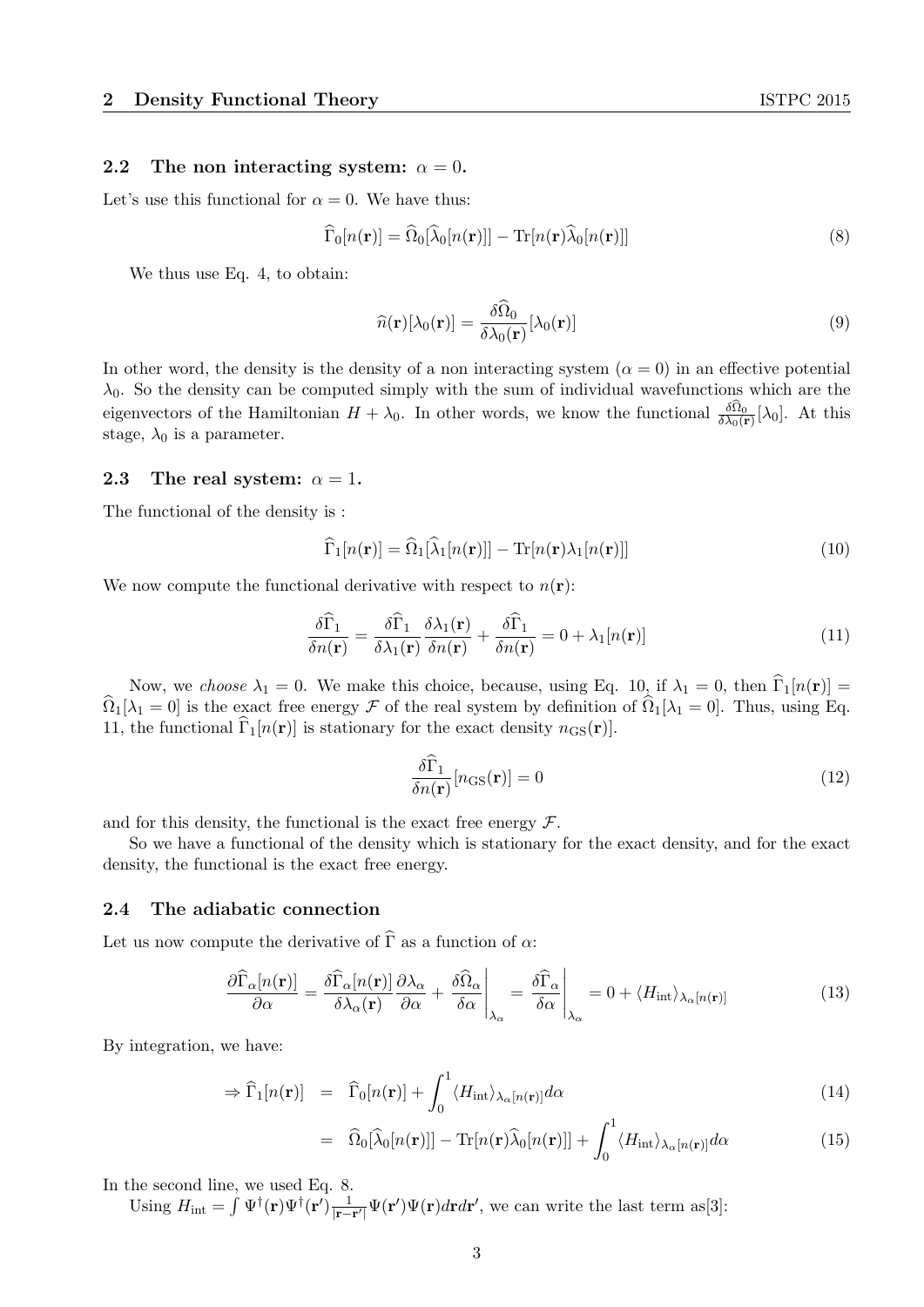### 2.2 The non interacting system: $\alpha = 0$.

Let's use this functional for $\alpha = 0$. We have thus:

$$\widehat{\Gamma}_0[n(\mathbf{r})] = \widehat{\Omega}_0[\widehat{\lambda}_0[n(\mathbf{r})]] - \mathrm{Tr}[n(\mathbf{r})\widehat{\lambda}_0[n(\mathbf{r})]] \tag{8}$$

We thus use Eq. 4, to obtain:

$$\widehat{n}(\mathbf{r})[\lambda_0(\mathbf{r})] = \frac{\delta\widehat{\Omega}_0}{\delta\lambda_0(\mathbf{r})}[\lambda_0(\mathbf{r})] \tag{9}$$

In other word, the density is the density of a non interacting system ($\alpha = 0$) in an effective potential $\lambda_0$. So the density can be computed simply with the sum of individual wavefunctions which are the eigenvectors of the Hamiltonian $H + \lambda_0$. In other words, we know the functional $\frac{\delta\widehat{\Omega}_0}{\delta\lambda_0(\mathbf{r})}[\lambda_0]$. At this stage, $\lambda_0$ is a parameter.

### 2.3 The real system: $\alpha = 1$.

The functional of the density is :

$$\widehat{\Gamma}_1[n(\mathbf{r})] = \widehat{\Omega}_1[\widehat{\lambda}_1[n(\mathbf{r})]] - \mathrm{Tr}[n(\mathbf{r})\lambda_1[n(\mathbf{r})]] \tag{10}$$

We now compute the functional derivative with respect to $n(\mathbf{r})$:

$$\frac{\delta\widehat{\Gamma}_1}{\delta n(\mathbf{r})} = \frac{\delta\widehat{\Gamma}_1}{\delta\lambda_1(\mathbf{r})}\frac{\delta\lambda_1(\mathbf{r})}{\delta n(\mathbf{r})} + \frac{\delta\widehat{\Gamma}_1}{\delta n(\mathbf{r})} = 0 + \lambda_1[n(\mathbf{r})] \tag{11}$$

Now, we *choose* $\lambda_1 = 0$. We make this choice, because, using Eq. 10, if $\lambda_1 = 0$, then $\widehat{\Gamma}_1[n(\mathbf{r})] = \widehat{\Omega}_1[\lambda_1 = 0]$ is the exact free energy $\mathcal{F}$ of the real system by definition of $\widehat{\Omega}_1[\lambda_1 = 0]$. Thus, using Eq. 11, the functional $\widehat{\Gamma}_1[n(\mathbf{r})]$ is stationary for the exact density $n_{\mathrm{GS}}(\mathbf{r})]$.

$$\frac{\delta\widehat{\Gamma}_1}{\delta n(\mathbf{r})}[n_{\mathrm{GS}}(\mathbf{r})] = 0 \tag{12}$$

and for this density, the functional is the exact free energy $\mathcal{F}$.

So we have a functional of the density which is stationary for the exact density, and for the exact density, the functional is the exact free energy.

### 2.4 The adiabatic connection

Let us now compute the derivative of $\widehat{\Gamma}$ as a function of $\alpha$:

$$\frac{\partial\widehat{\Gamma}_\alpha[n(\mathbf{r})]}{\partial\alpha} = \frac{\delta\widehat{\Gamma}_\alpha[n(\mathbf{r})]}{\delta\lambda_\alpha(\mathbf{r})}\frac{\partial\lambda_\alpha}{\partial\alpha} + \left.\frac{\delta\widehat{\Omega}_\alpha}{\delta\alpha}\right|_{\lambda_\alpha} = \left.\frac{\delta\widehat{\Gamma}_\alpha}{\delta\alpha}\right|_{\lambda_\alpha} = 0 + \langle H_{\mathrm{int}}\rangle_{\lambda_\alpha[n(\mathbf{r})]} \tag{13}$$

By integration, we have:

$$\Rightarrow \widehat{\Gamma}_1[n(\mathbf{r})] = \widehat{\Gamma}_0[n(\mathbf{r})] + \int_0^1 \langle H_{\mathrm{int}}\rangle_{\lambda_\alpha[n(\mathbf{r})]} d\alpha \tag{14}$$

$$= \widehat{\Omega}_0[\widehat{\lambda}_0[n(\mathbf{r})]] - \mathrm{Tr}[n(\mathbf{r})\widehat{\lambda}_0[n(\mathbf{r})]] + \int_0^1 \langle H_{\mathrm{int}}\rangle_{\lambda_\alpha[n(\mathbf{r})]} d\alpha \tag{15}$$

In the second line, we used Eq. 8.

Using $H_{\mathrm{int}} = \int \Psi^\dagger(\mathbf{r})\Psi^\dagger(\mathbf{r}')\frac{1}{|\mathbf{r}-\mathbf{r}'|}\Psi(\mathbf{r}')\Psi(\mathbf{r})d\mathbf{r}d\mathbf{r}'$, we can write the last term as[3]: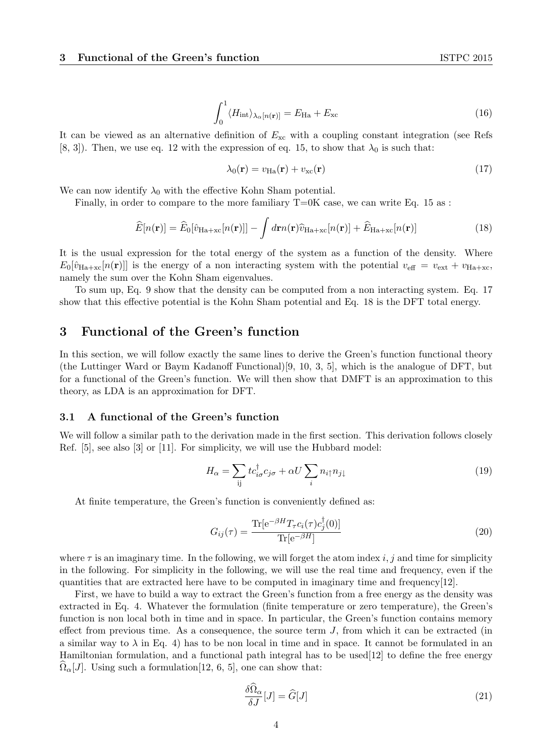$$\int_0^1 \langle H_{\mathrm{int}} \rangle_{\lambda_\alpha[n(\mathbf{r})]} = E_{\mathrm{Ha}} + E_{\mathrm{xc}} \tag{16}$$

It can be viewed as an alternative definition of $E_{\mathrm{xc}}$ with a coupling constant integration (see Refs [8, 3]). Then, we use eq. 12 with the expression of eq. 15, to show that $\lambda_0$ is such that:

$$\lambda_0(\mathbf{r}) = v_{\mathrm{Ha}}(\mathbf{r}) + v_{\mathrm{xc}}(\mathbf{r}) \tag{17}$$

We can now identify $\lambda_0$ with the effective Kohn Sham potential.

Finally, in order to compare to the more familiary T=0K case, we can write Eq. 15 as :

$$\widehat{E}[n(\mathbf{r})] = \widehat{E}_0[\hat{v}_{\mathrm{Ha+xc}}[n(\mathbf{r})]] - \int d\mathbf{r} n(\mathbf{r}) \widehat{v}_{\mathrm{Ha+xc}}[n(\mathbf{r})] + \widehat{E}_{\mathrm{Ha+xc}}[n(\mathbf{r})] \tag{18}$$

It is the usual expression for the total energy of the system as a function of the density. Where $E_0[\hat{v}_{\mathrm{Ha+xc}}[n(\mathbf{r})]]$ is the energy of a non interacting system with the potential $v_{\mathrm{eff}} = v_{\mathrm{ext}} + v_{\mathrm{Ha+xc}}$, namely the sum over the Kohn Sham eigenvalues.

To sum up, Eq. 9 show that the density can be computed from a non interacting system. Eq. 17 show that this effective potential is the Kohn Sham potential and Eq. 18 is the DFT total energy.

# 3 Functional of the Green's function

In this section, we will follow exactly the same lines to derive the Green's function functional theory (the Luttinger Ward or Baym Kadanoff Functional)[9, 10, 3, 5], which is the analogue of DFT, but for a functional of the Green's function. We will then show that DMFT is an approximation to this theory, as LDA is an approximation for DFT.

## 3.1 A functional of the Green's function

We will follow a similar path to the derivation made in the first section. This derivation follows closely Ref. [5], see also [3] or [11]. For simplicity, we will use the Hubbard model:

$$H_\alpha = \sum_{\mathrm{ij}} t c_{i\sigma}^\dagger c_{j\sigma} + \alpha U \sum_i n_{i\uparrow} n_{j\downarrow} \tag{19}$$

At finite temperature, the Green's function is conveniently defined as:

$$G_{ij}(\tau) = \frac{\mathrm{Tr}[\mathrm{e}^{-\beta H} T_\tau c_i(\tau) c_j^\dagger(0)]}{\mathrm{Tr}[\mathrm{e}^{-\beta H}]} \tag{20}$$

where $\tau$ is an imaginary time. In the following, we will forget the atom index $i, j$ and time for simplicity in the following. For simplicity in the following, we will use the real time and frequency, even if the quantities that are extracted here have to be computed in imaginary time and frequency[12].

First, we have to build a way to extract the Green's function from a free energy as the density was extracted in Eq. 4. Whatever the formulation (finite temperature or zero temperature), the Green's function is non local both in time and in space. In particular, the Green's function contains memory effect from previous time. As a consequence, the source term $J$, from which it can be extracted (in a similar way to $\lambda$ in Eq. 4) has to be non local in time and in space. It cannot be formulated in an Hamiltonian formulation, and a functional path integral has to be used[12] to define the free energy $\widehat{\Omega}_\alpha[J]$. Using such a formulation[12, 6, 5], one can show that:

$$\frac{\delta \widehat{\Omega}_\alpha}{\delta J}[J] = \widehat{G}[J] \tag{21}$$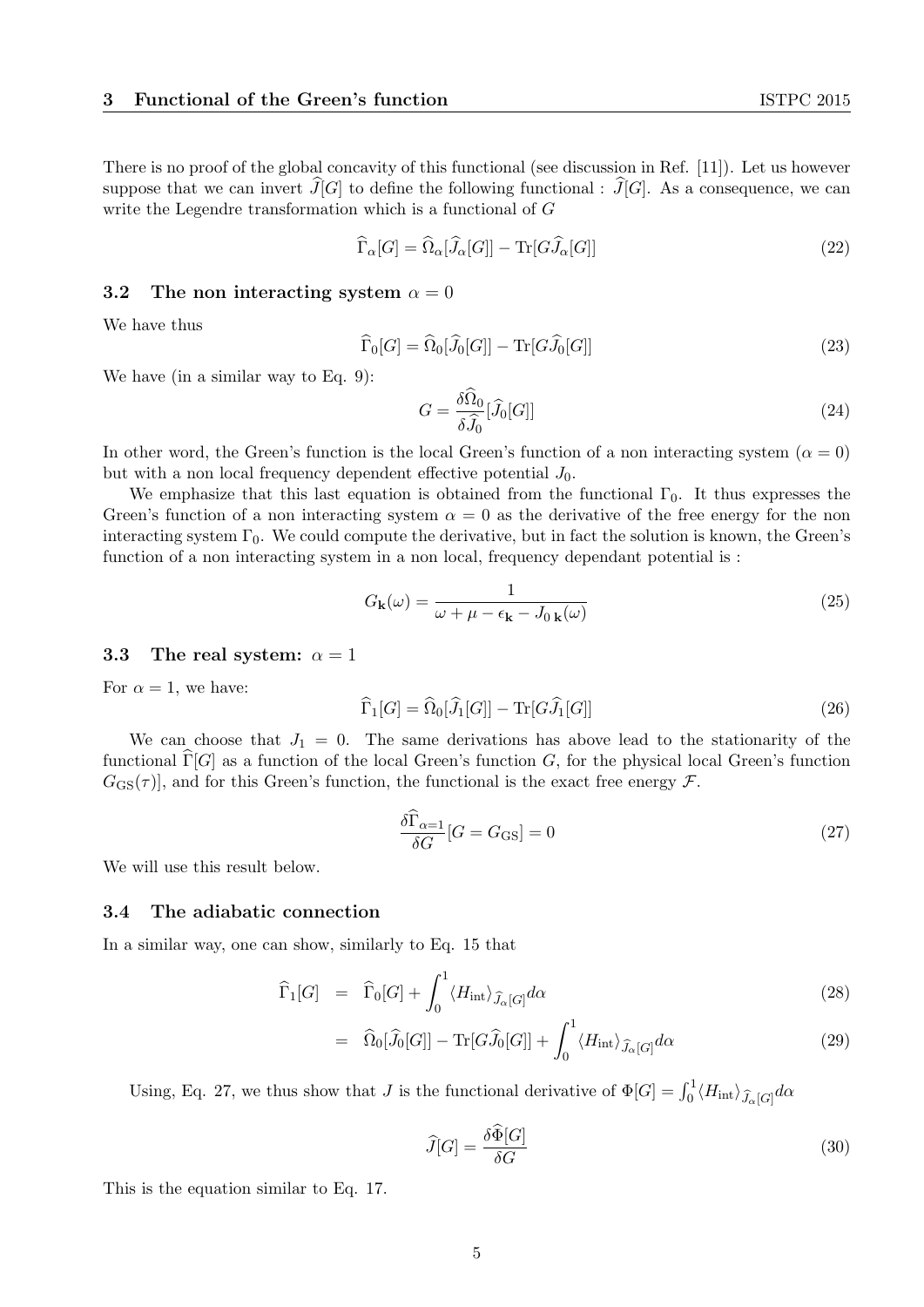There is no proof of the global concavity of this functional (see discussion in Ref. [11]). Let us however suppose that we can invert $\widehat{J}[G]$ to define the following functional : $\widehat{J}[G]$. As a consequence, we can write the Legendre transformation which is a functional of $G$

$$\widehat{\Gamma}_\alpha[G] = \widehat{\Omega}_\alpha[\widehat{J}_\alpha[G]] - \mathrm{Tr}[G\widehat{J}_\alpha[G]] \tag{22}$$

### 3.2 The non interacting system $\alpha = 0$

We have thus

$$\widehat{\Gamma}_0[G] = \widehat{\Omega}_0[\widehat{J}_0[G]] - \mathrm{Tr}[G\widehat{J}_0[G]] \tag{23}$$

We have (in a similar way to Eq. 9):

$$G = \frac{\delta\widehat{\Omega}_0}{\delta\widehat{J}_0}[\widehat{J}_0[G]] \tag{24}$$

In other word, the Green's function is the local Green's function of a non interacting system ($\alpha = 0$) but with a non local frequency dependent effective potential $J_0$.

We emphasize that this last equation is obtained from the functional $\Gamma_0$. It thus expresses the Green's function of a non interacting system $\alpha = 0$ as the derivative of the free energy for the non interacting system $\Gamma_0$. We could compute the derivative, but in fact the solution is known, the Green's function of a non interacting system in a non local, frequency dependant potential is :

$$G_{\mathbf{k}}(\omega) = \frac{1}{\omega + \mu - \epsilon_{\mathbf{k}} - J_{0\,\mathbf{k}}(\omega)} \tag{25}$$

### 3.3 The real system: $\alpha = 1$

For $\alpha = 1$, we have:

$$\widehat{\Gamma}_1[G] = \widehat{\Omega}_0[\widehat{J}_1[G]] - \mathrm{Tr}[G\widehat{J}_1[G]] \tag{26}$$

We can choose that $J_1 = 0$. The same derivations has above lead to the stationarity of the functional $\widehat{\Gamma}[G]$ as a function of the local Green's function $G$, for the physical local Green's function $G_{\mathrm{GS}}(\tau)]$, and for this Green's function, the functional is the exact free energy $\mathcal{F}$.

$$\frac{\delta\widehat{\Gamma}_{\alpha=1}}{\delta G}[G = G_{\mathrm{GS}}] = 0 \tag{27}$$

We will use this result below.

### 3.4 The adiabatic connection

In a similar way, one can show, similarly to Eq. 15 that

$$\widehat{\Gamma}_1[G] = \widehat{\Gamma}_0[G] + \int_0^1 \langle H_{\mathrm{int}}\rangle_{\widehat{J}_\alpha[G]} d\alpha \tag{28}$$

$$= \widehat{\Omega}_0[\widehat{J}_0[G]] - \mathrm{Tr}[G\widehat{J}_0[G]] + \int_0^1 \langle H_{\mathrm{int}}\rangle_{\widehat{J}_\alpha[G]} d\alpha \tag{29}$$

Using, Eq. 27, we thus show that $J$ is the functional derivative of $\Phi[G] = \int_0^1 \langle H_{\mathrm{int}}\rangle_{\widehat{J}_\alpha[G]} d\alpha$

$$\widehat{J}[G] = \frac{\delta\widehat{\Phi}[G]}{\delta G} \tag{30}$$

This is the equation similar to Eq. 17.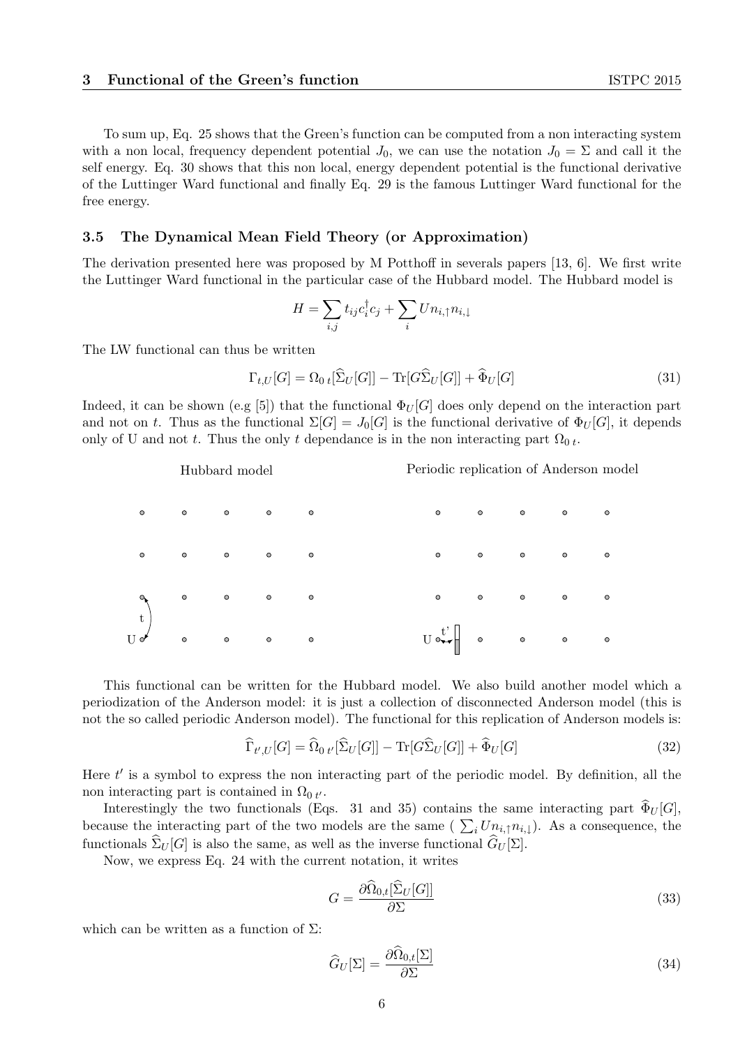To sum up, Eq. 25 shows that the Green's function can be computed from a non interacting system with a non local, frequency dependent potential $J_0$, we can use the notation $J_0 = \Sigma$ and call it the self energy. Eq. 30 shows that this non local, energy dependent potential is the functional derivative of the Luttinger Ward functional and finally Eq. 29 is the famous Luttinger Ward functional for the free energy.

### 3.5 The Dynamical Mean Field Theory (or Approximation)

The derivation presented here was proposed by M Potthoff in severals papers [13, 6]. We first write the Luttinger Ward functional in the particular case of the Hubbard model. The Hubbard model is

$$H = \sum_{i,j} t_{ij} c_i^\dagger c_j + \sum_i U n_{i,\uparrow} n_{i,\downarrow}$$

The LW functional can thus be written

$$\Gamma_{t,U}[G] = \Omega_{0\,t}[\widehat{\Sigma}_U[G]] - \mathrm{Tr}[G\widehat{\Sigma}_U[G]] + \widehat{\Phi}_U[G] \tag{31}$$

Indeed, it can be shown (e.g [5]) that the functional $\Phi_U[G]$ does only depend on the interaction part and not on $t$. Thus as the functional $\Sigma[G] = J_0[G]$ is the functional derivative of $\Phi_U[G]$, it depends only of U and not $t$. Thus the only $t$ dependance is in the non interacting part $\Omega_{0\,t}$.

Hubbard model — Periodic replication of Anderson model

This functional can be written for the Hubbard model. We also build another model which a periodization of the Anderson model: it is just a collection of disconnected Anderson model (this is not the so called periodic Anderson model). The functional for this replication of Anderson models is:

$$\widehat{\Gamma}_{t',U}[G] = \widehat{\Omega}_{0\,t'}[\widehat{\Sigma}_U[G]] - \mathrm{Tr}[G\widehat{\Sigma}_U[G]] + \widehat{\Phi}_U[G] \tag{32}$$

Here $t'$ is a symbol to express the non interacting part of the periodic model. By definition, all the non interacting part is contained in $\Omega_{0\,t'}$.

Interestingly the two functionals (Eqs. 31 and 35) contains the same interacting part $\widehat{\Phi}_U[G]$, because the interacting part of the two models are the same ( $\sum_i U n_{i,\uparrow} n_{i,\downarrow}$). As a consequence, the functionals $\widehat{\Sigma}_U[G]$ is also the same, as well as the inverse functional $\widehat{G}_U[\Sigma]$.

Now, we express Eq. 24 with the current notation, it writes

$$G = \frac{\partial \widehat{\Omega}_{0,t}[\widehat{\Sigma}_U[G]]}{\partial \Sigma} \tag{33}$$

which can be written as a function of $\Sigma$:

$$\widehat{G}_U[\Sigma] = \frac{\partial \widehat{\Omega}_{0,t}[\Sigma]}{\partial \Sigma} \tag{34}$$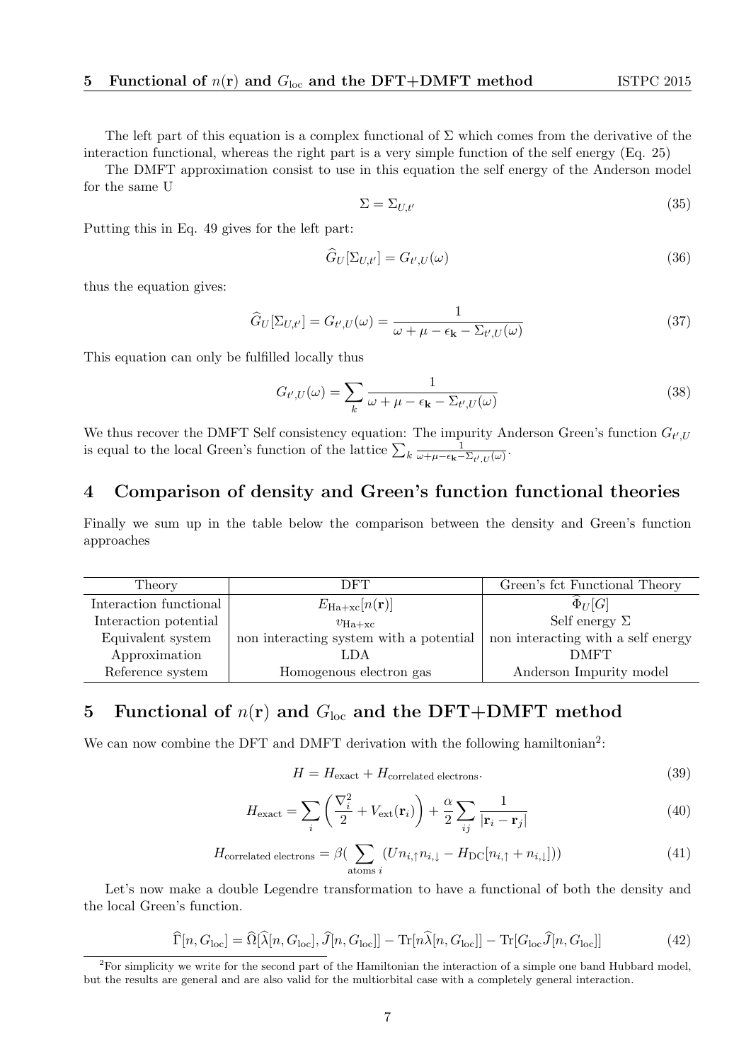The left part of this equation is a complex functional of $\Sigma$ which comes from the derivative of the interaction functional, whereas the right part is a very simple function of the self energy (Eq. 25)

The DMFT approximation consist to use in this equation the self energy of the Anderson model for the same U

$$\Sigma = \Sigma_{U,t'} \tag{35}$$

Putting this in Eq. 49 gives for the left part:

$$\widehat{G}_U[\Sigma_{U,t'}] = G_{t',U}(\omega) \tag{36}$$

thus the equation gives:

$$\widehat{G}_U[\Sigma_{U,t'}] = G_{t',U}(\omega) = \frac{1}{\omega + \mu - \epsilon_{\mathbf{k}} - \Sigma_{t',U}(\omega)} \tag{37}$$

This equation can only be fulfilled locally thus

$$G_{t',U}(\omega) = \sum_k \frac{1}{\omega + \mu - \epsilon_{\mathbf{k}} - \Sigma_{t',U}(\omega)} \tag{38}$$

We thus recover the DMFT Self consistency equation: The impurity Anderson Green's function $G_{t',U}$ is equal to the local Green's function of the lattice $\sum_k \frac{1}{\omega+\mu-\epsilon_{\mathbf{k}}-\Sigma_{t',U}(\omega)}$.

## 4 Comparison of density and Green's function functional theories

Finally we sum up in the table below the comparison between the density and Green's function approaches

| Theory | DFT | Green's fct Functional Theory |
|---|---|---|
| Interaction functional | $E_{\mathrm{Ha+xc}}[n(\mathbf{r})]$ | $\widehat{\Phi}_U[G]$ |
| Interaction potential | $v_{\mathrm{Ha+xc}}$ | Self energy $\Sigma$ |
| Equivalent system | non interacting system with a potential | non interacting with a self energy |
| Approximation | LDA | DMFT |
| Reference system | Homogenous electron gas | Anderson Impurity model |

## 5 Functional of $n(\mathbf{r})$ and $G_{\mathrm{loc}}$ and the DFT+DMFT method

We can now combine the DFT and DMFT derivation with the following hamiltonian[2]:

$$H = H_{\mathrm{exact}} + H_{\mathrm{correlated\ electrons}}. \tag{39}$$

$$H_{\mathrm{exact}} = \sum_i \left( \frac{\nabla_i^2}{2} + V_{\mathrm{ext}}(\mathbf{r}_i) \right) + \frac{\alpha}{2} \sum_{ij} \frac{1}{|\mathbf{r}_i - \mathbf{r}_j|} \tag{40}$$

$$H_{\mathrm{correlated\ electrons}} = \beta\Big( \sum_{\mathrm{atoms}\ i} (U n_{i,\uparrow} n_{i,\downarrow} - H_{\mathrm{DC}}[n_{i,\uparrow} + n_{i,\downarrow}])\Big) \tag{41}$$

Let's now make a double Legendre transformation to have a functional of both the density and the local Green's function.

$$\widehat{\Gamma}[n, G_{\mathrm{loc}}] = \widehat{\Omega}[\widehat{\lambda}[n, G_{\mathrm{loc}}], \widehat{J}[n, G_{\mathrm{loc}}]] - \mathrm{Tr}[n\widehat{\lambda}[n, G_{\mathrm{loc}}]] - \mathrm{Tr}[G_{\mathrm{loc}}\widehat{J}[n, G_{\mathrm{loc}}]] \tag{42}$$

[2] For simplicity we write for the second part of the Hamiltonian the interaction of a simple one band Hubbard model, but the results are general and are also valid for the multiorbital case with a completely general interaction.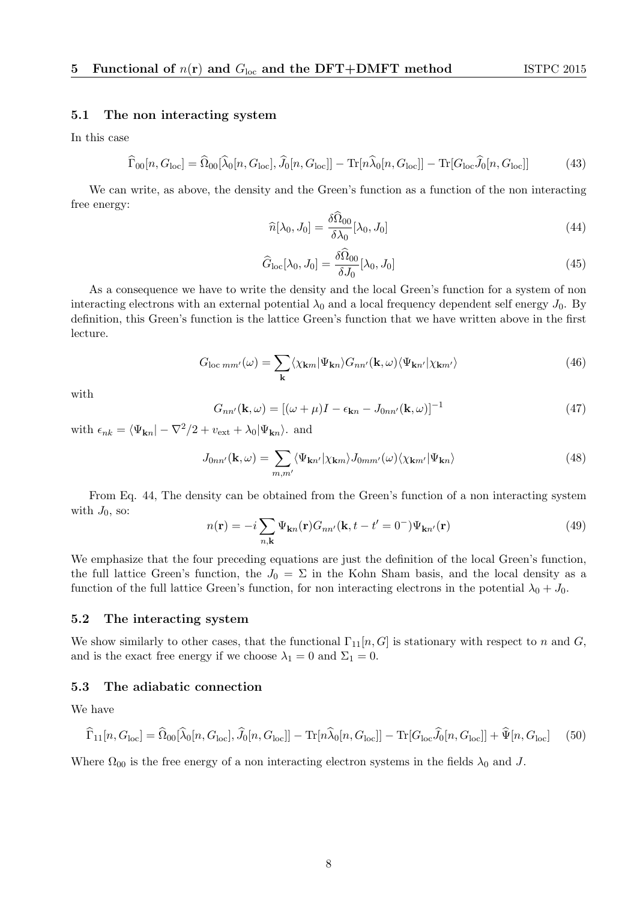### 5.1 The non interacting system

In this case

$$\widehat{\Gamma}_{00}[n, G_{\text{loc}}] = \widehat{\Omega}_{00}[\widehat{\lambda}_0[n, G_{\text{loc}}], \widehat{J}_0[n, G_{\text{loc}}]] - \text{Tr}[n\widehat{\lambda}_0[n, G_{\text{loc}}]] - \text{Tr}[G_{\text{loc}}\widehat{J}_0[n, G_{\text{loc}}]] \tag{43}$$

We can write, as above, the density and the Green's function as a function of the non interacting free energy:

$$\widehat{n}[\lambda_0, J_0] = \frac{\delta\widehat{\Omega}_{00}}{\delta\lambda_0}[\lambda_0, J_0] \tag{44}$$

$$\widehat{G}_{\text{loc}}[\lambda_0, J_0] = \frac{\delta\widehat{\Omega}_{00}}{\delta J_0}[\lambda_0, J_0] \tag{45}$$

As a consequence we have to write the density and the local Green's function for a system of non interacting electrons with an external potential $\lambda_0$ and a local frequency dependent self energy $J_0$. By definition, this Green's function is the lattice Green's function that we have written above in the first lecture.

$$G_{\text{loc}\,mm'}(\omega) = \sum_{\mathbf{k}} \langle\chi_{\mathbf{k}m}|\Psi_{\mathbf{k}n}\rangle G_{nn'}(\mathbf{k}, \omega)\langle\Psi_{\mathbf{k}n'}|\chi_{\mathbf{k}m'}\rangle \tag{46}$$

with

$$G_{nn'}(\mathbf{k}, \omega) = [(\omega + \mu)I - \epsilon_{\mathbf{k}n} - J_{0nn'}(\mathbf{k}, \omega)]^{-1} \tag{47}$$

with $\epsilon_{nk} = \langle\Psi_{\mathbf{k}n}| - \nabla^2/2 + v_{\text{ext}} + \lambda_0|\Psi_{\mathbf{k}n}\rangle$. and

$$J_{0nn'}(\mathbf{k}, \omega) = \sum_{m,m'} \langle\Psi_{\mathbf{k}n'}|\chi_{\mathbf{k}m}\rangle J_{0mm'}(\omega)\langle\chi_{\mathbf{k}m'}|\Psi_{\mathbf{k}n}\rangle \tag{48}$$

From Eq. 44, The density can be obtained from the Green's function of a non interacting system with $J_0$, so:

$$n(\mathbf{r}) = -i\sum_{n,\mathbf{k}} \Psi_{\mathbf{k}n}(\mathbf{r})G_{nn'}(\mathbf{k}, t - t' = 0^-)\Psi_{\mathbf{k}n'}(\mathbf{r}) \tag{49}$$

We emphasize that the four preceding equations are just the definition of the local Green's function, the full lattice Green's function, the $J_0 = \Sigma$ in the Kohn Sham basis, and the local density as a function of the full lattice Green's function, for non interacting electrons in the potential $\lambda_0 + J_0$.

### 5.2 The interacting system

We show similarly to other cases, that the functional $\Gamma_{11}[n, G]$ is stationary with respect to $n$ and $G$, and is the exact free energy if we choose $\lambda_1 = 0$ and $\Sigma_1 = 0$.

### 5.3 The adiabatic connection

We have

$$\widehat{\Gamma}_{11}[n, G_{\text{loc}}] = \widehat{\Omega}_{00}[\widehat{\lambda}_0[n, G_{\text{loc}}], \widehat{J}_0[n, G_{\text{loc}}]] - \text{Tr}[n\widehat{\lambda}_0[n, G_{\text{loc}}]] - \text{Tr}[G_{\text{loc}}\widehat{J}_0[n, G_{\text{loc}}]] + \widehat{\Psi}[n, G_{\text{loc}}] \tag{50}$$

Where $\Omega_{00}$ is the free energy of a non interacting electron systems in the fields $\lambda_0$ and $J$.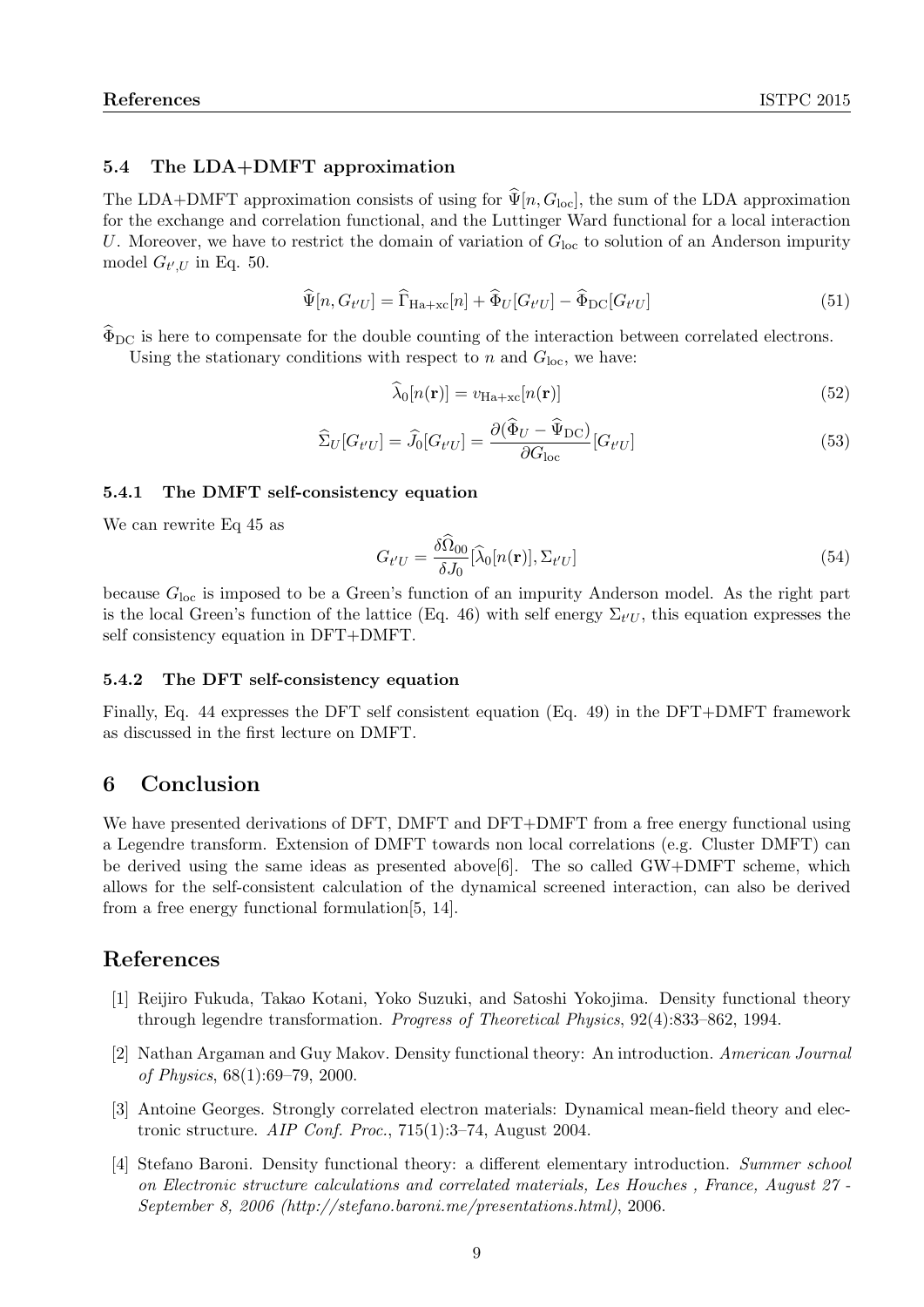### 5.4 The LDA+DMFT approximation

The LDA+DMFT approximation consists of using for $\widehat{\Psi}[n, G_{\rm loc}]$, the sum of the LDA approximation for the exchange and correlation functional, and the Luttinger Ward functional for a local interaction $U$. Moreover, we have to restrict the domain of variation of $G_{\rm loc}$ to solution of an Anderson impurity model $G_{t',U}$ in Eq. 50.

$$\widehat{\Psi}[n, G_{t'U}] = \widehat{\Gamma}_{\rm Ha+xc}[n] + \widehat{\Phi}_U[G_{t'U}] - \widehat{\Phi}_{\rm DC}[G_{t'U}] \tag{51}$$

$\widehat{\Phi}_{\rm DC}$ is here to compensate for the double counting of the interaction between correlated electrons.

Using the stationary conditions with respect to $n$ and $G_{\rm loc}$, we have:

$$\widehat{\lambda}_0[n(\mathbf{r})] = v_{\rm Ha+xc}[n(\mathbf{r})] \tag{52}$$

$$\widehat{\Sigma}_U[G_{t'U}] = \widehat{J}_0[G_{t'U}] = \frac{\partial(\widehat{\Phi}_U - \widehat{\Psi}_{\rm DC})}{\partial G_{\rm loc}}[G_{t'U}] \tag{53}$$

#### 5.4.1 The DMFT self-consistency equation

We can rewrite Eq 45 as

$$G_{t'U} = \frac{\delta \widehat{\Omega}_{00}}{\delta J_0}[\widehat{\lambda}_0[n(\mathbf{r})], \Sigma_{t'U}] \tag{54}$$

because $G_{\rm loc}$ is imposed to be a Green's function of an impurity Anderson model. As the right part is the local Green's function of the lattice (Eq. 46) with self energy $\Sigma_{t'U}$, this equation expresses the self consistency equation in DFT+DMFT.

#### 5.4.2 The DFT self-consistency equation

Finally, Eq. 44 expresses the DFT self consistent equation (Eq. 49) in the DFT+DMFT framework as discussed in the first lecture on DMFT.

## 6 Conclusion

We have presented derivations of DFT, DMFT and DFT+DMFT from a free energy functional using a Legendre transform. Extension of DMFT towards non local correlations (e.g. Cluster DMFT) can be derived using the same ideas as presented above[6]. The so called GW+DMFT scheme, which allows for the self-consistent calculation of the dynamical screened interaction, can also be derived from a free energy functional formulation[5, 14].

## References

[1] Reijiro Fukuda, Takao Kotani, Yoko Suzuki, and Satoshi Yokojima. Density functional theory through legendre transformation. *Progress of Theoretical Physics*, 92(4):833–862, 1994.

[2] Nathan Argaman and Guy Makov. Density functional theory: An introduction. *American Journal of Physics*, 68(1):69–79, 2000.

[3] Antoine Georges. Strongly correlated electron materials: Dynamical mean-field theory and electronic structure. *AIP Conf. Proc.*, 715(1):3–74, August 2004.

[4] Stefano Baroni. Density functional theory: a different elementary introduction. *Summer school on Electronic structure calculations and correlated materials, Les Houches , France, August 27 - September 8, 2006 (http://stefano.baroni.me/presentations.html)*, 2006.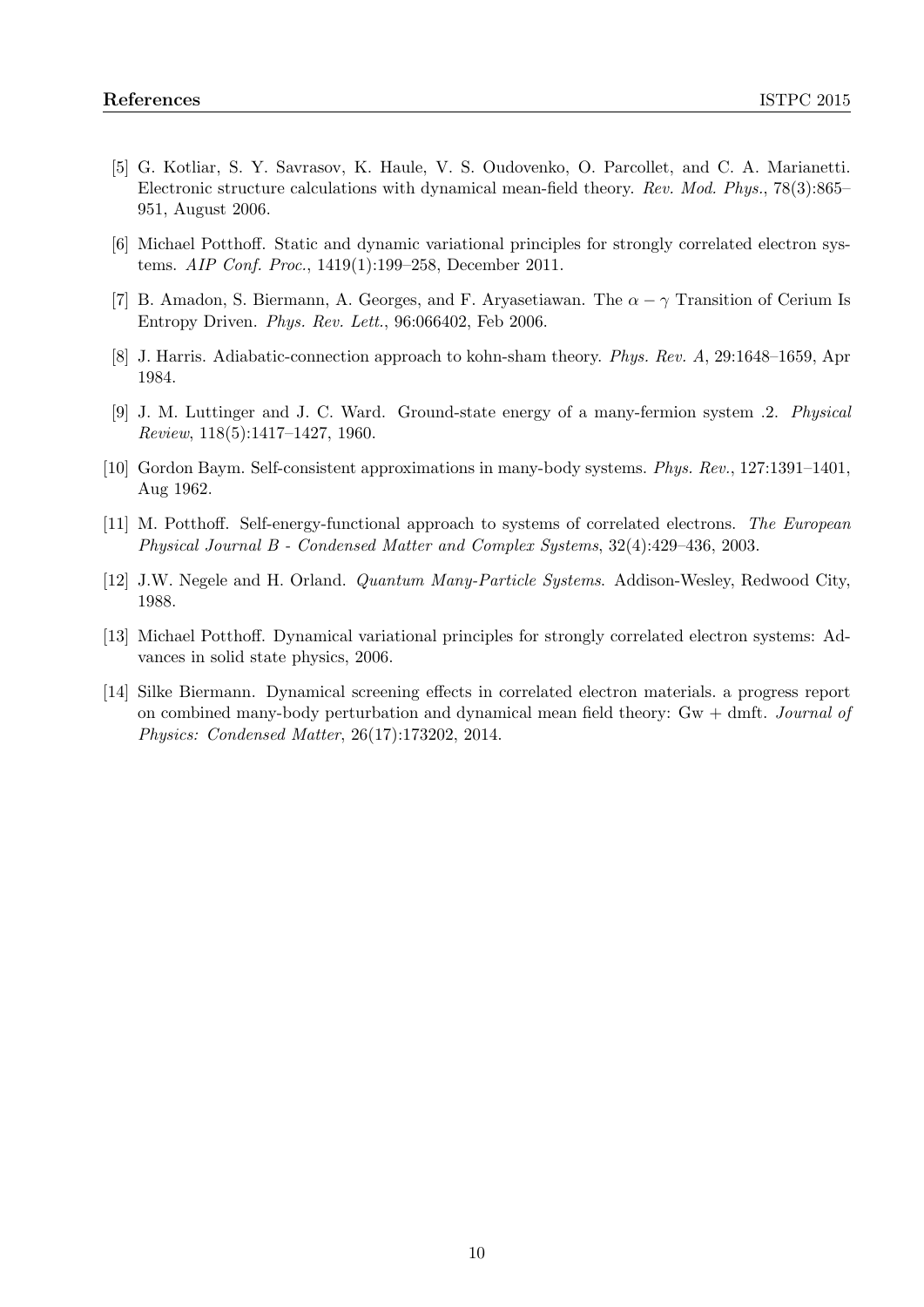[5] G. Kotliar, S. Y. Savrasov, K. Haule, V. S. Oudovenko, O. Parcollet, and C. A. Marianetti. Electronic structure calculations with dynamical mean-field theory. *Rev. Mod. Phys.*, 78(3):865–951, August 2006.

[6] Michael Potthoff. Static and dynamic variational principles for strongly correlated electron systems. *AIP Conf. Proc.*, 1419(1):199–258, December 2011.

[7] B. Amadon, S. Biermann, A. Georges, and F. Aryasetiawan. The $\alpha - \gamma$ Transition of Cerium Is Entropy Driven. *Phys. Rev. Lett.*, 96:066402, Feb 2006.

[8] J. Harris. Adiabatic-connection approach to kohn-sham theory. *Phys. Rev. A*, 29:1648–1659, Apr 1984.

[9] J. M. Luttinger and J. C. Ward. Ground-state energy of a many-fermion system .2. *Physical Review*, 118(5):1417–1427, 1960.

[10] Gordon Baym. Self-consistent approximations in many-body systems. *Phys. Rev.*, 127:1391–1401, Aug 1962.

[11] M. Potthoff. Self-energy-functional approach to systems of correlated electrons. *The European Physical Journal B - Condensed Matter and Complex Systems*, 32(4):429–436, 2003.

[12] J.W. Negele and H. Orland. *Quantum Many-Particle Systems*. Addison-Wesley, Redwood City, 1988.

[13] Michael Potthoff. Dynamical variational principles for strongly correlated electron systems: Advances in solid state physics, 2006.

[14] Silke Biermann. Dynamical screening effects in correlated electron materials. a progress report on combined many-body perturbation and dynamical mean field theory: Gw + dmft. *Journal of Physics: Condensed Matter*, 26(17):173202, 2014.